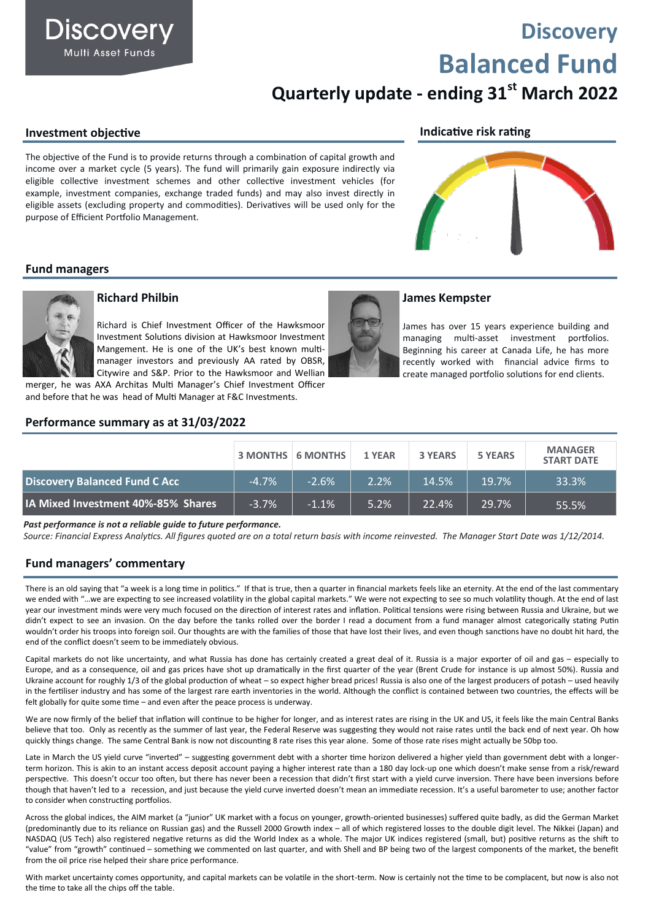Discovery

Multi Asset Funds

# Discovery Balanced Fund

## Quarterly update - ending 31st March 2022

## Investment objective

The objective of the Fund is to provide returns through a combination of capital growth and income over a market cycle (5 years). The fund will primarily gain exposure indirectly via eligible collective investment schemes and other collective investment vehicles (for example, investment companies, exchange traded funds) and may also invest directly in eligible assets (excluding property and commodities). Derivatives will be used only for the purpose of Efficient Portfolio Management.

## Indicative risk rating

## Fund managers

### Richard Philbin

Richard is Chief Investment Officer of the Hawksmoor Investment Solutions division at Hawksmoor Investment Mangement. He is one of the UK's best known multi-manager investors and previously AA rated by OBSR, Citywire and S&P. Prior to the Hawksmoor and Wellian merger, he was AXA Architas Multi Manager's Chief Investment Officer and before that he was head of Multi Manager at F&C Investments.

### James Kempster

James has over 15 years experience building and managing multi-asset investment portfolios. Beginning his career at Canada Life, he has more recently worked with financial advice firms to create managed portfolio solutions for end clients.

## Performance summary as at 31/03/2022

| | 3 MONTHS | 6 MONTHS | 1 YEAR | 3 YEARS | 5 YEARS | MANAGER START DATE |
|---|---|---|---|---|---|---|
| Discovery Balanced Fund C Acc | -4.7% | -2.6% | 2.2% | 14.5% | 19.7% | 33.3% |
| IA Mixed Investment 40%-85% Shares | -3.7% | -1.1% | 5.2% | 22.4% | 29.7% | 55.5% |

***Past performance is not a reliable guide to future performance.***

*Source: Financial Express Analytics. All figures quoted are on a total return basis with income reinvested. The Manager Start Date was 1/12/2014.*

## Fund managers' commentary

There is an old saying that "a week is a long time in politics." If that is true, then a quarter in financial markets feels like an eternity. At the end of the last commentary we ended with "…we are expecting to see increased volatility in the global capital markets." We were not expecting to see so much volatility though. At the end of last year our investment minds were very much focused on the direction of interest rates and inflation. Political tensions were rising between Russia and Ukraine, but we didn't expect to see an invasion. On the day before the tanks rolled over the border I read a document from a fund manager almost categorically stating Putin wouldn't order his troops into foreign soil. Our thoughts are with the families of those that have lost their lives, and even though sanctions have no doubt hit hard, the end of the conflict doesn't seem to be immediately obvious.

Capital markets do not like uncertainty, and what Russia has done has certainly created a great deal of it. Russia is a major exporter of oil and gas – especially to Europe, and as a consequence, oil and gas prices have shot up dramatically in the first quarter of the year (Brent Crude for instance is up almost 50%). Russia and Ukraine account for roughly 1/3 of the global production of wheat – so expect higher bread prices! Russia is also one of the largest producers of potash – used heavily in the fertiliser industry and has some of the largest rare earth inventories in the world. Although the conflict is contained between two countries, the effects will be felt globally for quite some time – and even after the peace process is underway.

We are now firmly of the belief that inflation will continue to be higher for longer, and as interest rates are rising in the UK and US, it feels like the main Central Banks believe that too. Only as recently as the summer of last year, the Federal Reserve was suggesting they would not raise rates until the back end of next year. Oh how quickly things change. The same Central Bank is now not discounting 8 rate rises this year alone. Some of those rate rises might actually be 50bp too.

Late in March the US yield curve "inverted" – suggesting government debt with a shorter time horizon delivered a higher yield than government debt with a longer-term horizon. This is akin to an instant access deposit account paying a higher interest rate than a 180 day lock-up one which doesn't make sense from a risk/reward perspective. This doesn't occur too often, but there has never been a recession that didn't first start with a yield curve inversion. There have been inversions before though that haven't led to a recession, and just because the yield curve inverted doesn't mean an immediate recession. It's a useful barometer to use; another factor to consider when constructing portfolios.

Across the global indices, the AIM market (a "junior" UK market with a focus on younger, growth-oriented businesses) suffered quite badly, as did the German Market (predominantly due to its reliance on Russian gas) and the Russell 2000 Growth index – all of which registered losses to the double digit level. The Nikkei (Japan) and NASDAQ (US Tech) also registered negative returns as did the World Index as a whole. The major UK indices registered (small, but) positive returns as the shift to "value" from "growth" continued – something we commented on last quarter, and with Shell and BP being two of the largest components of the market, the benefit from the oil price rise helped their share price performance.

With market uncertainty comes opportunity, and capital markets can be volatile in the short-term. Now is certainly not the time to be complacent, but now is also not the time to take all the chips off the table.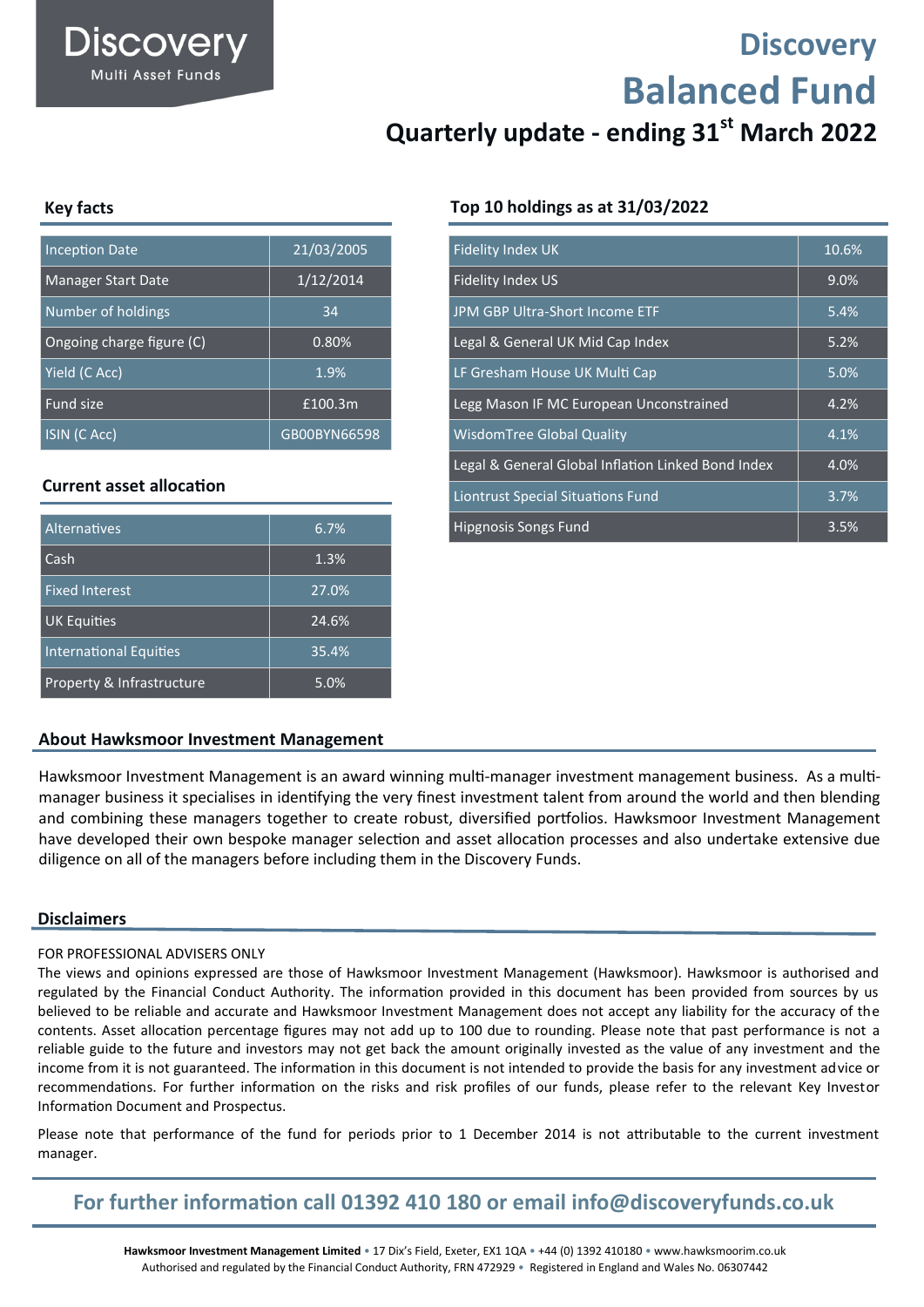# Discovery Balanced Fund

## Quarterly update - ending 31st March 2022

### Key facts

| | |
|---|---|
| Inception Date | 21/03/2005 |
| Manager Start Date | 1/12/2014 |
| Number of holdings | 34 |
| Ongoing charge figure (C) | 0.80% |
| Yield (C Acc) | 1.9% |
| Fund size | £100.3m |
| ISIN (C Acc) | GB00BYN66598 |

### Current asset allocation

| | |
|---|---|
| Alternatives | 6.7% |
| Cash | 1.3% |
| Fixed Interest | 27.0% |
| UK Equities | 24.6% |
| International Equities | 35.4% |
| Property & Infrastructure | 5.0% |

### Top 10 holdings as at 31/03/2022

| | |
|---|---|
| Fidelity Index UK | 10.6% |
| Fidelity Index US | 9.0% |
| JPM GBP Ultra-Short Income ETF | 5.4% |
| Legal & General UK Mid Cap Index | 5.2% |
| LF Gresham House UK Multi Cap | 5.0% |
| Legg Mason IF MC European Unconstrained | 4.2% |
| WisdomTree Global Quality | 4.1% |
| Legal & General Global Inflation Linked Bond Index | 4.0% |
| Liontrust Special Situations Fund | 3.7% |
| Hipgnosis Songs Fund | 3.5% |

### About Hawksmoor Investment Management

Hawksmoor Investment Management is an award winning multi-manager investment management business. As a multi-manager business it specialises in identifying the very finest investment talent from around the world and then blending and combining these managers together to create robust, diversified portfolios. Hawksmoor Investment Management have developed their own bespoke manager selection and asset allocation processes and also undertake extensive due diligence on all of the managers before including them in the Discovery Funds.

### Disclaimers

FOR PROFESSIONAL ADVISERS ONLY

The views and opinions expressed are those of Hawksmoor Investment Management (Hawksmoor). Hawksmoor is authorised and regulated by the Financial Conduct Authority. The information provided in this document has been provided from sources by us believed to be reliable and accurate and Hawksmoor Investment Management does not accept any liability for the accuracy of the contents. Asset allocation percentage figures may not add up to 100 due to rounding. Please note that past performance is not a reliable guide to the future and investors may not get back the amount originally invested as the value of any investment and the income from it is not guaranteed. The information in this document is not intended to provide the basis for any investment advice or recommendations. For further information on the risks and risk profiles of our funds, please refer to the relevant Key Investor Information Document and Prospectus.

Please note that performance of the fund for periods prior to 1 December 2014 is not attributable to the current investment manager.

**For further information call 01392 410 180 or email info@discoveryfunds.co.uk**

**Hawksmoor Investment Management Limited** • 17 Dix's Field, Exeter, EX1 1QA • +44 (0) 1392 410180 • www.hawksmoorim.co.uk
Authorised and regulated by the Financial Conduct Authority, FRN 472929 • Registered in England and Wales No. 06307442